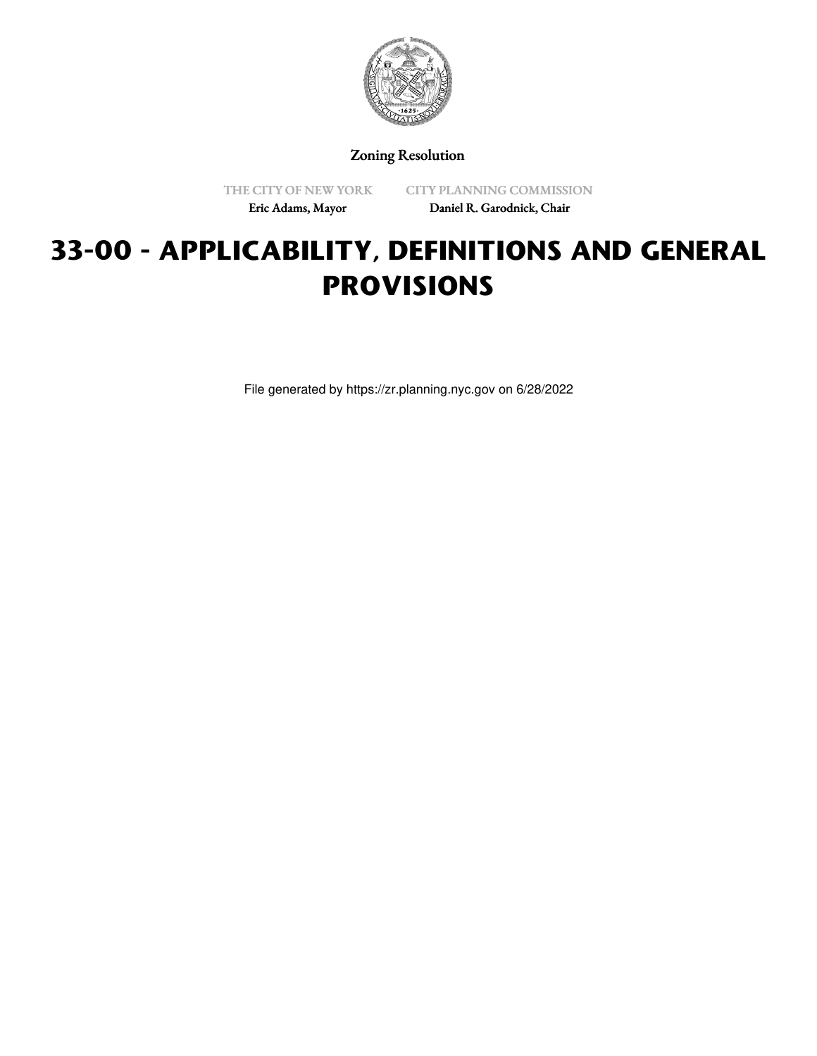Zoning Resolution

THE CITY OF NEW YORK
Eric Adams, Mayor

CITY PLANNING COMMISSION
Daniel R. Garodnick, Chair

# 33-00 - APPLICABILITY, DEFINITIONS AND GENERAL PROVISIONS

File generated by https://zr.planning.nyc.gov on 6/28/2022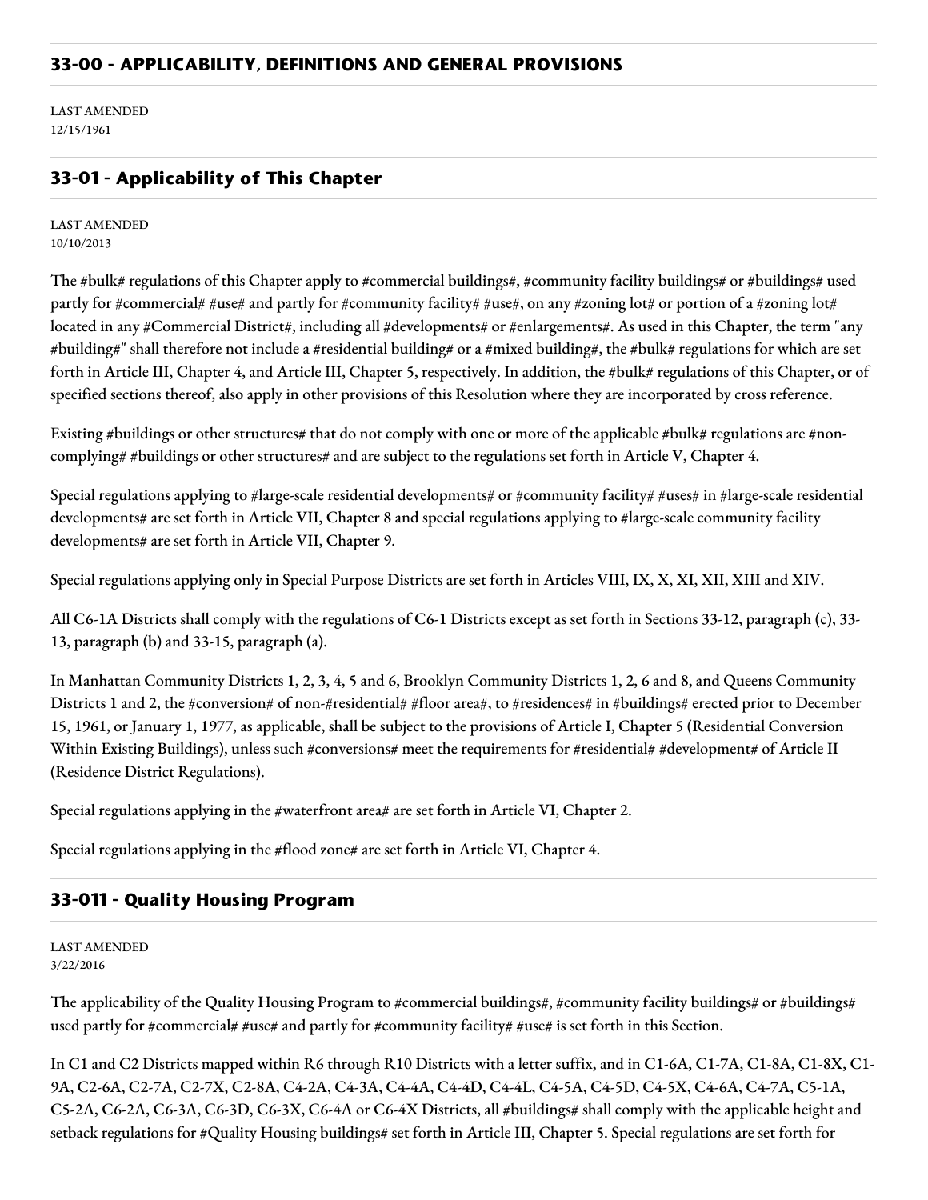## 33-00 - APPLICABILITY, DEFINITIONS AND GENERAL PROVISIONS

LAST AMENDED
12/15/1961

## 33-01 - Applicability of This Chapter

LAST AMENDED
10/10/2013

The #bulk# regulations of this Chapter apply to #commercial buildings#, #community facility buildings# or #buildings# used partly for #commercial# #use# and partly for #community facility# #use#, on any #zoning lot# or portion of a #zoning lot# located in any #Commercial District#, including all #developments# or #enlargements#. As used in this Chapter, the term "any #building#" shall therefore not include a #residential building# or a #mixed building#, the #bulk# regulations for which are set forth in Article III, Chapter 4, and Article III, Chapter 5, respectively. In addition, the #bulk# regulations of this Chapter, or of specified sections thereof, also apply in other provisions of this Resolution where they are incorporated by cross reference.

Existing #buildings or other structures# that do not comply with one or more of the applicable #bulk# regulations are #non-complying# #buildings or other structures# and are subject to the regulations set forth in Article V, Chapter 4.

Special regulations applying to #large-scale residential developments# or #community facility# #uses# in #large-scale residential developments# are set forth in Article VII, Chapter 8 and special regulations applying to #large-scale community facility developments# are set forth in Article VII, Chapter 9.

Special regulations applying only in Special Purpose Districts are set forth in Articles VIII, IX, X, XI, XII, XIII and XIV.

All C6-1A Districts shall comply with the regulations of C6-1 Districts except as set forth in Sections 33-12, paragraph (c), 33-13, paragraph (b) and 33-15, paragraph (a).

In Manhattan Community Districts 1, 2, 3, 4, 5 and 6, Brooklyn Community Districts 1, 2, 6 and 8, and Queens Community Districts 1 and 2, the #conversion# of non-#residential# #floor area#, to #residences# in #buildings# erected prior to December 15, 1961, or January 1, 1977, as applicable, shall be subject to the provisions of Article I, Chapter 5 (Residential Conversion Within Existing Buildings), unless such #conversions# meet the requirements for #residential# #development# of Article II (Residence District Regulations).

Special regulations applying in the #waterfront area# are set forth in Article VI, Chapter 2.

Special regulations applying in the #flood zone# are set forth in Article VI, Chapter 4.

## 33-011 - Quality Housing Program

LAST AMENDED
3/22/2016

The applicability of the Quality Housing Program to #commercial buildings#, #community facility buildings# or #buildings# used partly for #commercial# #use# and partly for #community facility# #use# is set forth in this Section.

In C1 and C2 Districts mapped within R6 through R10 Districts with a letter suffix, and in C1-6A, C1-7A, C1-8A, C1-8X, C1-9A, C2-6A, C2-7A, C2-7X, C2-8A, C4-2A, C4-3A, C4-4A, C4-4D, C4-4L, C4-5A, C4-5D, C4-5X, C4-6A, C4-7A, C5-1A, C5-2A, C6-2A, C6-3A, C6-3D, C6-3X, C6-4A or C6-4X Districts, all #buildings# shall comply with the applicable height and setback regulations for #Quality Housing buildings# set forth in Article III, Chapter 5. Special regulations are set forth for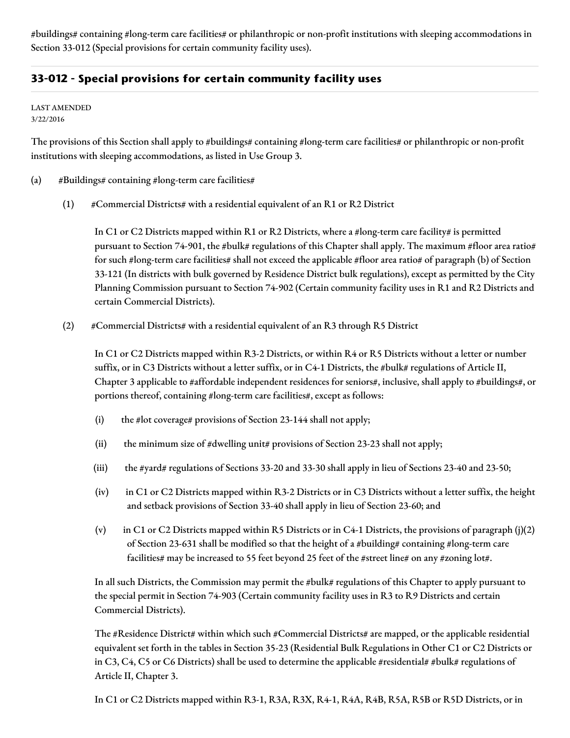#buildings# containing #long-term care facilities# or philanthropic or non-profit institutions with sleeping accommodations in Section 33-012 (Special provisions for certain community facility uses).

## 33-012 - Special provisions for certain community facility uses

LAST AMENDED
3/22/2016

The provisions of this Section shall apply to #buildings# containing #long-term care facilities# or philanthropic or non-profit institutions with sleeping accommodations, as listed in Use Group 3.

(a) #Buildings# containing #long-term care facilities#

(1) #Commercial Districts# with a residential equivalent of an R1 or R2 District

In C1 or C2 Districts mapped within R1 or R2 Districts, where a #long-term care facility# is permitted pursuant to Section 74-901, the #bulk# regulations of this Chapter shall apply. The maximum #floor area ratio# for such #long-term care facilities# shall not exceed the applicable #floor area ratio# of paragraph (b) of Section 33-121 (In districts with bulk governed by Residence District bulk regulations), except as permitted by the City Planning Commission pursuant to Section 74-902 (Certain community facility uses in R1 and R2 Districts and certain Commercial Districts).

(2) #Commercial Districts# with a residential equivalent of an R3 through R5 District

In C1 or C2 Districts mapped within R3-2 Districts, or within R4 or R5 Districts without a letter or number suffix, or in C3 Districts without a letter suffix, or in C4-1 Districts, the #bulk# regulations of Article II, Chapter 3 applicable to #affordable independent residences for seniors#, inclusive, shall apply to #buildings#, or portions thereof, containing #long-term care facilities#, except as follows:

(i) the #lot coverage# provisions of Section 23-144 shall not apply;

(ii) the minimum size of #dwelling unit# provisions of Section 23-23 shall not apply;

(iii) the #yard# regulations of Sections 33-20 and 33-30 shall apply in lieu of Sections 23-40 and 23-50;

(iv) in C1 or C2 Districts mapped within R3-2 Districts or in C3 Districts without a letter suffix, the height and setback provisions of Section 33-40 shall apply in lieu of Section 23-60; and

(v) in C1 or C2 Districts mapped within R5 Districts or in C4-1 Districts, the provisions of paragraph (j)(2) of Section 23-631 shall be modified so that the height of a #building# containing #long-term care facilities# may be increased to 55 feet beyond 25 feet of the #street line# on any #zoning lot#.

In all such Districts, the Commission may permit the #bulk# regulations of this Chapter to apply pursuant to the special permit in Section 74-903 (Certain community facility uses in R3 to R9 Districts and certain Commercial Districts).

The #Residence District# within which such #Commercial Districts# are mapped, or the applicable residential equivalent set forth in the tables in Section 35-23 (Residential Bulk Regulations in Other C1 or C2 Districts or in C3, C4, C5 or C6 Districts) shall be used to determine the applicable #residential# #bulk# regulations of Article II, Chapter 3.

In C1 or C2 Districts mapped within R3-1, R3A, R3X, R4-1, R4A, R4B, R5A, R5B or R5D Districts, or in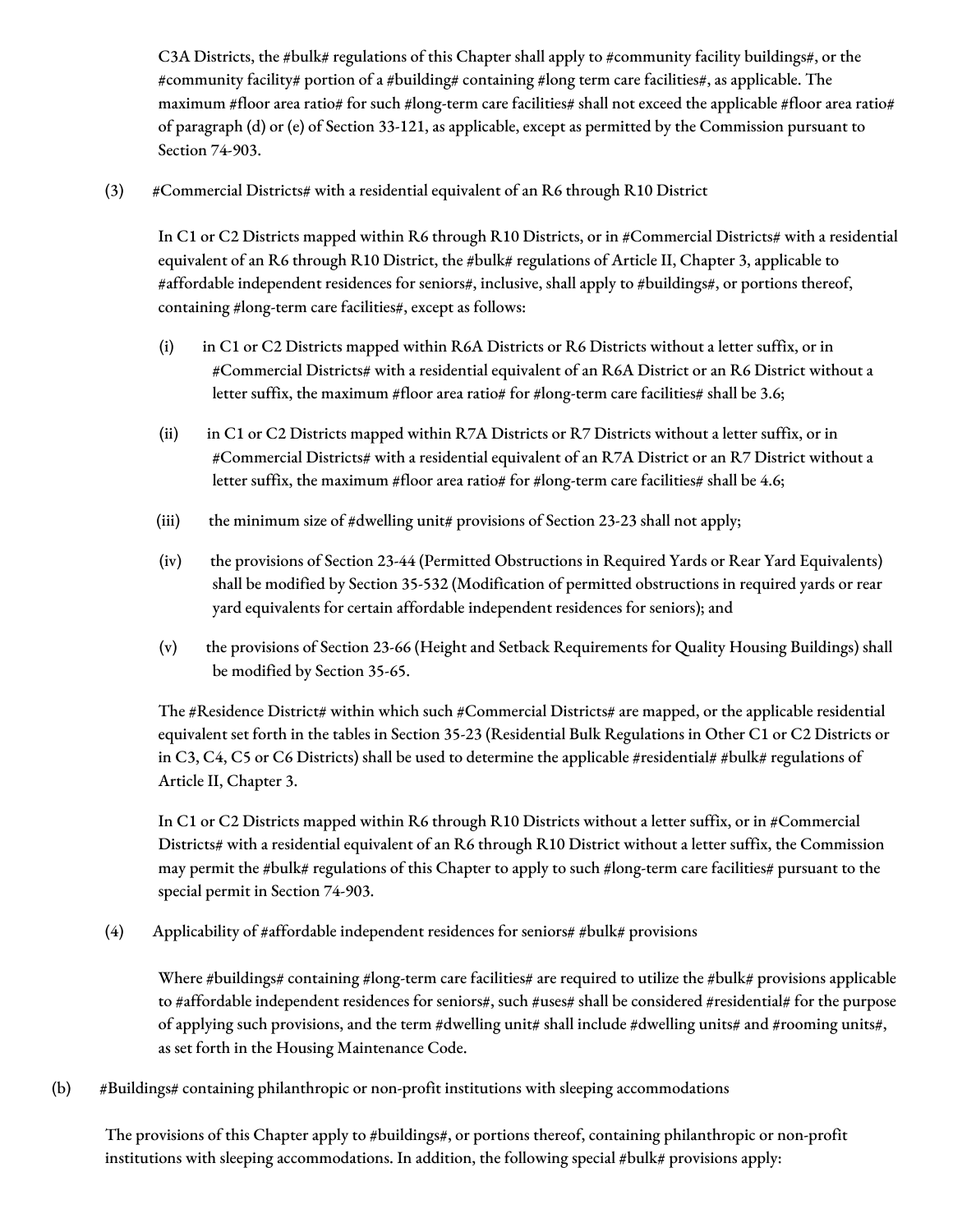C3A Districts, the #bulk# regulations of this Chapter shall apply to #community facility buildings#, or the #community facility# portion of a #building# containing #long term care facilities#, as applicable. The maximum #floor area ratio# for such #long-term care facilities# shall not exceed the applicable #floor area ratio# of paragraph (d) or (e) of Section 33-121, as applicable, except as permitted by the Commission pursuant to Section 74-903.

(3) #Commercial Districts# with a residential equivalent of an R6 through R10 District

In C1 or C2 Districts mapped within R6 through R10 Districts, or in #Commercial Districts# with a residential equivalent of an R6 through R10 District, the #bulk# regulations of Article II, Chapter 3, applicable to #affordable independent residences for seniors#, inclusive, shall apply to #buildings#, or portions thereof, containing #long-term care facilities#, except as follows:

(i) in C1 or C2 Districts mapped within R6A Districts or R6 Districts without a letter suffix, or in #Commercial Districts# with a residential equivalent of an R6A District or an R6 District without a letter suffix, the maximum #floor area ratio# for #long-term care facilities# shall be 3.6;

(ii) in C1 or C2 Districts mapped within R7A Districts or R7 Districts without a letter suffix, or in #Commercial Districts# with a residential equivalent of an R7A District or an R7 District without a letter suffix, the maximum #floor area ratio# for #long-term care facilities# shall be 4.6;

(iii) the minimum size of #dwelling unit# provisions of Section 23-23 shall not apply;

(iv) the provisions of Section 23-44 (Permitted Obstructions in Required Yards or Rear Yard Equivalents) shall be modified by Section 35-532 (Modification of permitted obstructions in required yards or rear yard equivalents for certain affordable independent residences for seniors); and

(v) the provisions of Section 23-66 (Height and Setback Requirements for Quality Housing Buildings) shall be modified by Section 35-65.

The #Residence District# within which such #Commercial Districts# are mapped, or the applicable residential equivalent set forth in the tables in Section 35-23 (Residential Bulk Regulations in Other C1 or C2 Districts or in C3, C4, C5 or C6 Districts) shall be used to determine the applicable #residential# #bulk# regulations of Article II, Chapter 3.

In C1 or C2 Districts mapped within R6 through R10 Districts without a letter suffix, or in #Commercial Districts# with a residential equivalent of an R6 through R10 District without a letter suffix, the Commission may permit the #bulk# regulations of this Chapter to apply to such #long-term care facilities# pursuant to the special permit in Section 74-903.

(4) Applicability of #affordable independent residences for seniors# #bulk# provisions

Where #buildings# containing #long-term care facilities# are required to utilize the #bulk# provisions applicable to #affordable independent residences for seniors#, such #uses# shall be considered #residential# for the purpose of applying such provisions, and the term #dwelling unit# shall include #dwelling units# and #rooming units#, as set forth in the Housing Maintenance Code.

(b) #Buildings# containing philanthropic or non-profit institutions with sleeping accommodations

The provisions of this Chapter apply to #buildings#, or portions thereof, containing philanthropic or non-profit institutions with sleeping accommodations. In addition, the following special #bulk# provisions apply: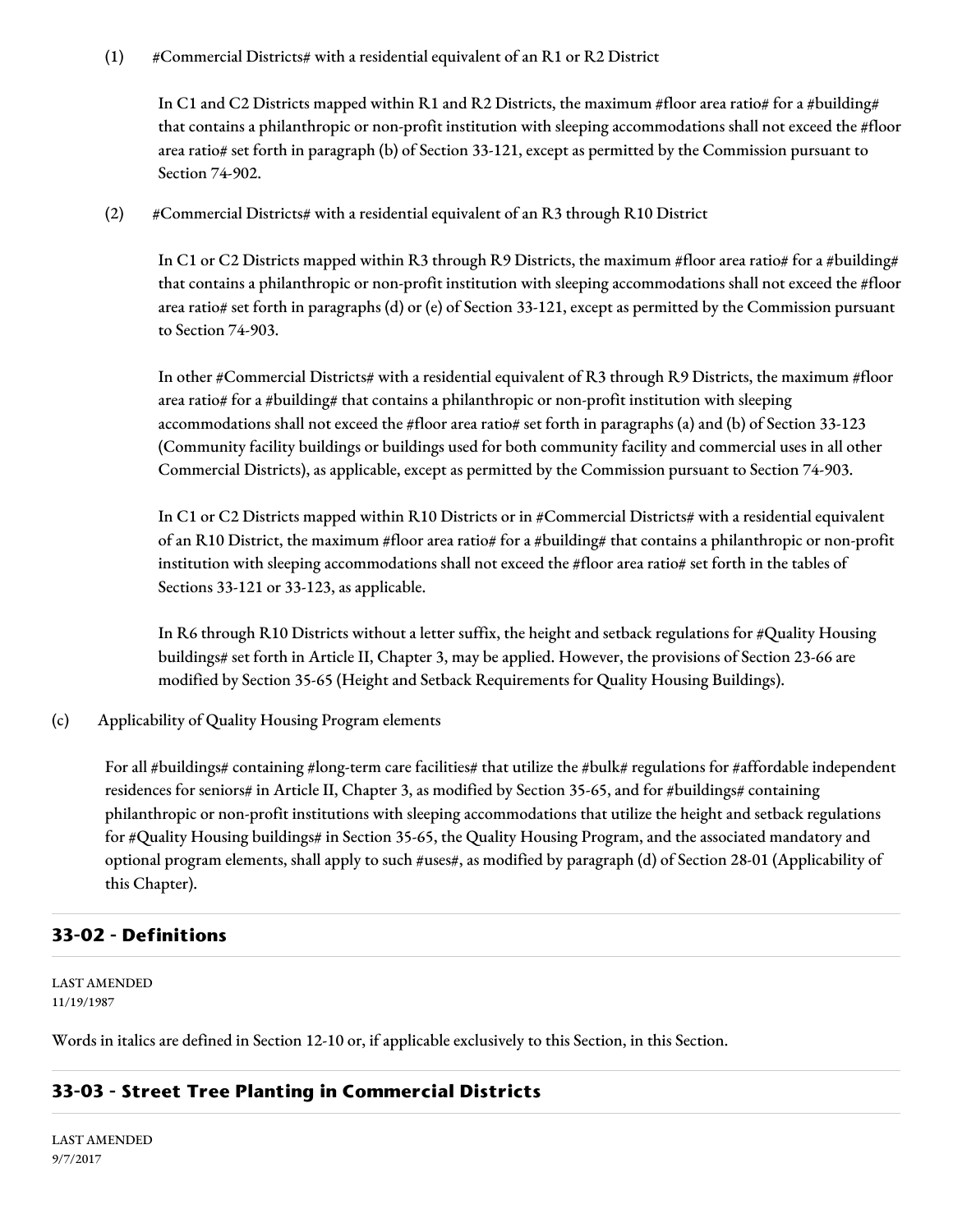(1) #Commercial Districts# with a residential equivalent of an R1 or R2 District

In C1 and C2 Districts mapped within R1 and R2 Districts, the maximum #floor area ratio# for a #building# that contains a philanthropic or non-profit institution with sleeping accommodations shall not exceed the #floor area ratio# set forth in paragraph (b) of Section 33-121, except as permitted by the Commission pursuant to Section 74-902.

(2) #Commercial Districts# with a residential equivalent of an R3 through R10 District

In C1 or C2 Districts mapped within R3 through R9 Districts, the maximum #floor area ratio# for a #building# that contains a philanthropic or non-profit institution with sleeping accommodations shall not exceed the #floor area ratio# set forth in paragraphs (d) or (e) of Section 33-121, except as permitted by the Commission pursuant to Section 74-903.

In other #Commercial Districts# with a residential equivalent of R3 through R9 Districts, the maximum #floor area ratio# for a #building# that contains a philanthropic or non-profit institution with sleeping accommodations shall not exceed the #floor area ratio# set forth in paragraphs (a) and (b) of Section 33-123 (Community facility buildings or buildings used for both community facility and commercial uses in all other Commercial Districts), as applicable, except as permitted by the Commission pursuant to Section 74-903.

In C1 or C2 Districts mapped within R10 Districts or in #Commercial Districts# with a residential equivalent of an R10 District, the maximum #floor area ratio# for a #building# that contains a philanthropic or non-profit institution with sleeping accommodations shall not exceed the #floor area ratio# set forth in the tables of Sections 33-121 or 33-123, as applicable.

In R6 through R10 Districts without a letter suffix, the height and setback regulations for #Quality Housing buildings# set forth in Article II, Chapter 3, may be applied. However, the provisions of Section 23-66 are modified by Section 35-65 (Height and Setback Requirements for Quality Housing Buildings).

(c) Applicability of Quality Housing Program elements

For all #buildings# containing #long-term care facilities# that utilize the #bulk# regulations for #affordable independent residences for seniors# in Article II, Chapter 3, as modified by Section 35-65, and for #buildings# containing philanthropic or non-profit institutions with sleeping accommodations that utilize the height and setback regulations for #Quality Housing buildings# in Section 35-65, the Quality Housing Program, and the associated mandatory and optional program elements, shall apply to such #uses#, as modified by paragraph (d) of Section 28-01 (Applicability of this Chapter).

## 33-02 - Definitions

LAST AMENDED
11/19/1987

Words in italics are defined in Section 12-10 or, if applicable exclusively to this Section, in this Section.

## 33-03 - Street Tree Planting in Commercial Districts

LAST AMENDED
9/7/2017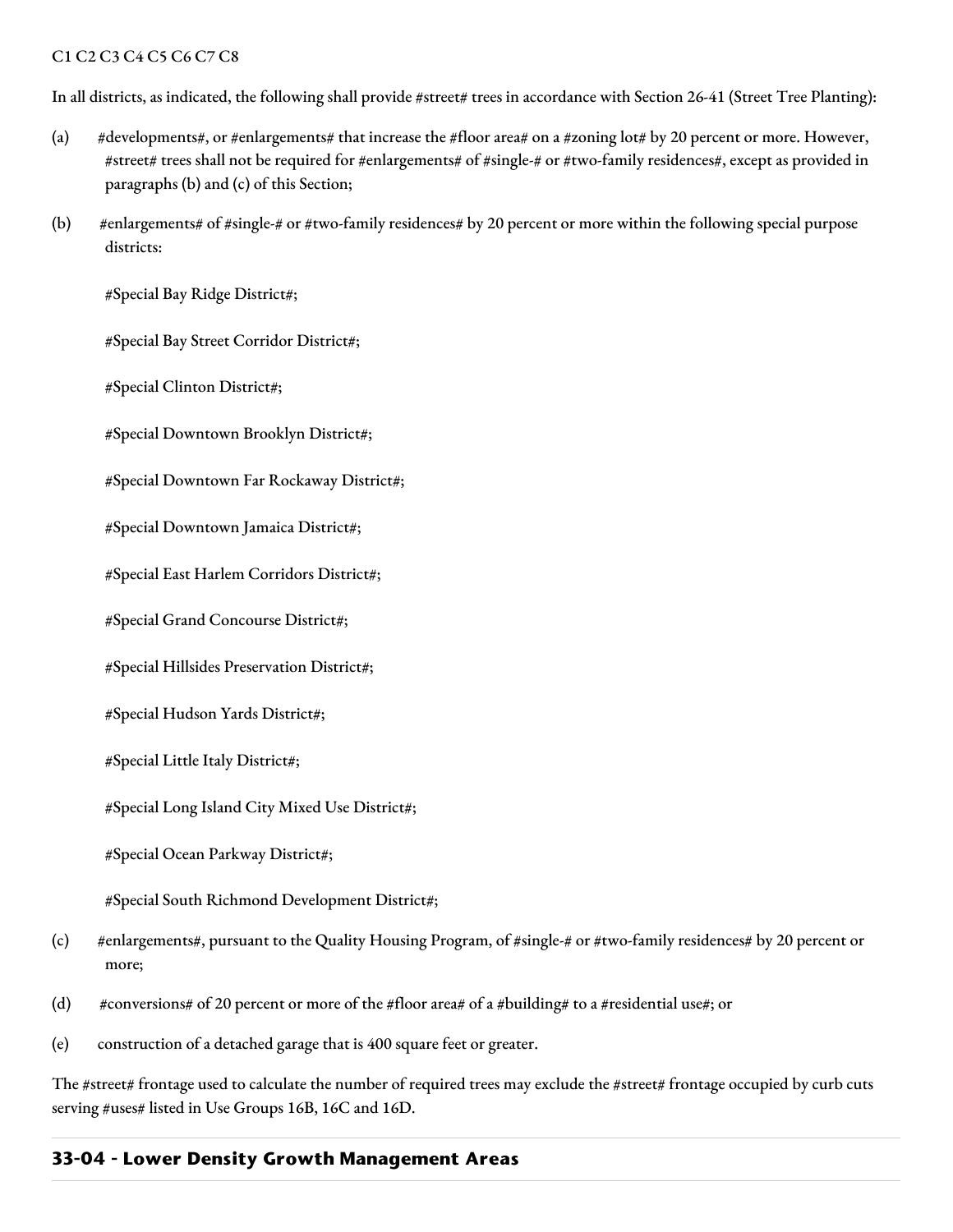C1 C2 C3 C4 C5 C6 C7 C8

In all districts, as indicated, the following shall provide #street# trees in accordance with Section 26-41 (Street Tree Planting):

(a) #developments#, or #enlargements# that increase the #floor area# on a #zoning lot# by 20 percent or more. However, #street# trees shall not be required for #enlargements# of #single-# or #two-family residences#, except as provided in paragraphs (b) and (c) of this Section;

(b) #enlargements# of #single-# or #two-family residences# by 20 percent or more within the following special purpose districts:

#Special Bay Ridge District#;

#Special Bay Street Corridor District#;

#Special Clinton District#;

#Special Downtown Brooklyn District#;

#Special Downtown Far Rockaway District#;

#Special Downtown Jamaica District#;

#Special East Harlem Corridors District#;

#Special Grand Concourse District#;

#Special Hillsides Preservation District#;

#Special Hudson Yards District#;

#Special Little Italy District#;

#Special Long Island City Mixed Use District#;

#Special Ocean Parkway District#;

#Special South Richmond Development District#;

(c) #enlargements#, pursuant to the Quality Housing Program, of #single-# or #two-family residences# by 20 percent or more;

(d) #conversions# of 20 percent or more of the #floor area# of a #building# to a #residential use#; or

(e) construction of a detached garage that is 400 square feet or greater.

The #street# frontage used to calculate the number of required trees may exclude the #street# frontage occupied by curb cuts serving #uses# listed in Use Groups 16B, 16C and 16D.

## 33-04 - Lower Density Growth Management Areas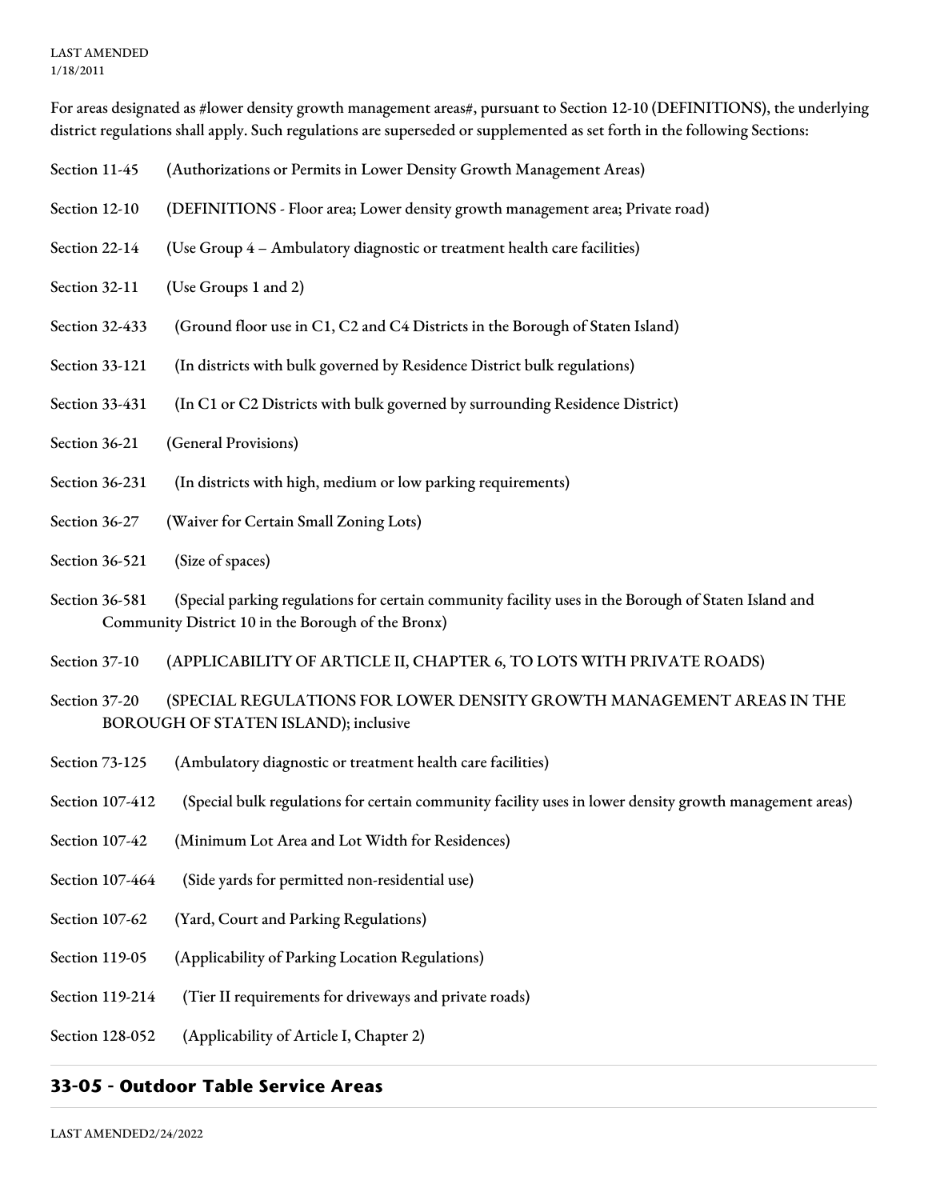LAST AMENDED
1/18/2011

For areas designated as #lower density growth management areas#, pursuant to Section 12-10 (DEFINITIONS), the underlying district regulations shall apply. Such regulations are superseded or supplemented as set forth in the following Sections:

Section 11-45 (Authorizations or Permits in Lower Density Growth Management Areas)

Section 12-10 (DEFINITIONS - Floor area; Lower density growth management area; Private road)

Section 22-14 (Use Group 4 – Ambulatory diagnostic or treatment health care facilities)

Section 32-11 (Use Groups 1 and 2)

Section 32-433 (Ground floor use in C1, C2 and C4 Districts in the Borough of Staten Island)

Section 33-121 (In districts with bulk governed by Residence District bulk regulations)

Section 33-431 (In C1 or C2 Districts with bulk governed by surrounding Residence District)

Section 36-21 (General Provisions)

Section 36-231 (In districts with high, medium or low parking requirements)

Section 36-27 (Waiver for Certain Small Zoning Lots)

Section 36-521 (Size of spaces)

Section 36-581 (Special parking regulations for certain community facility uses in the Borough of Staten Island and Community District 10 in the Borough of the Bronx)

Section 37-10 (APPLICABILITY OF ARTICLE II, CHAPTER 6, TO LOTS WITH PRIVATE ROADS)

Section 37-20 (SPECIAL REGULATIONS FOR LOWER DENSITY GROWTH MANAGEMENT AREAS IN THE BOROUGH OF STATEN ISLAND); inclusive

Section 73-125 (Ambulatory diagnostic or treatment health care facilities)

Section 107-412 (Special bulk regulations for certain community facility uses in lower density growth management areas)

Section 107-42 (Minimum Lot Area and Lot Width for Residences)

Section 107-464 (Side yards for permitted non-residential use)

Section 107-62 (Yard, Court and Parking Regulations)

Section 119-05 (Applicability of Parking Location Regulations)

Section 119-214 (Tier II requirements for driveways and private roads)

Section 128-052 (Applicability of Article I, Chapter 2)

## 33-05 - Outdoor Table Service Areas

LAST AMENDED2/24/2022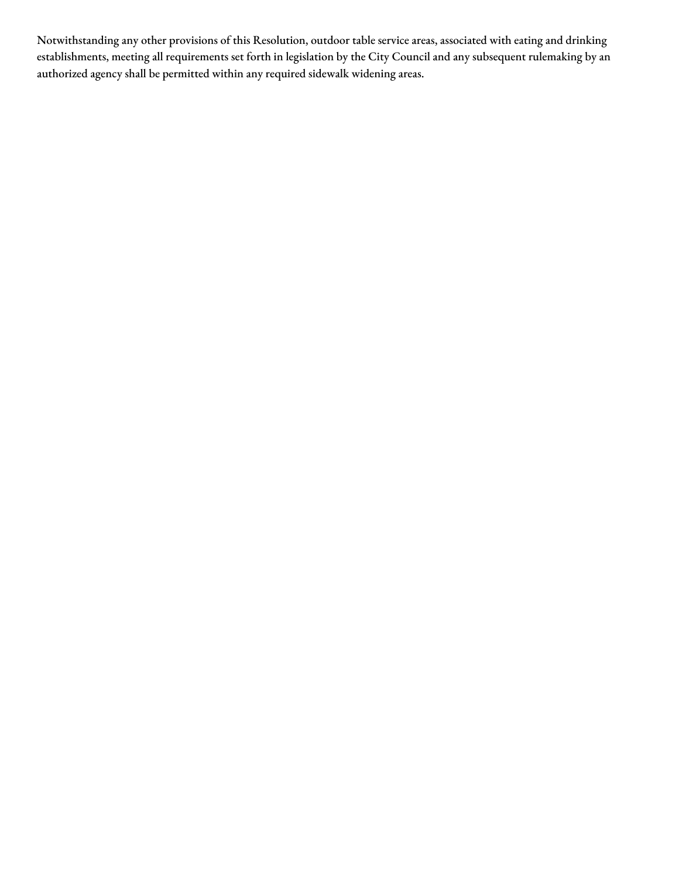Notwithstanding any other provisions of this Resolution, outdoor table service areas, associated with eating and drinking establishments, meeting all requirements set forth in legislation by the City Council and any subsequent rulemaking by an authorized agency shall be permitted within any required sidewalk widening areas.